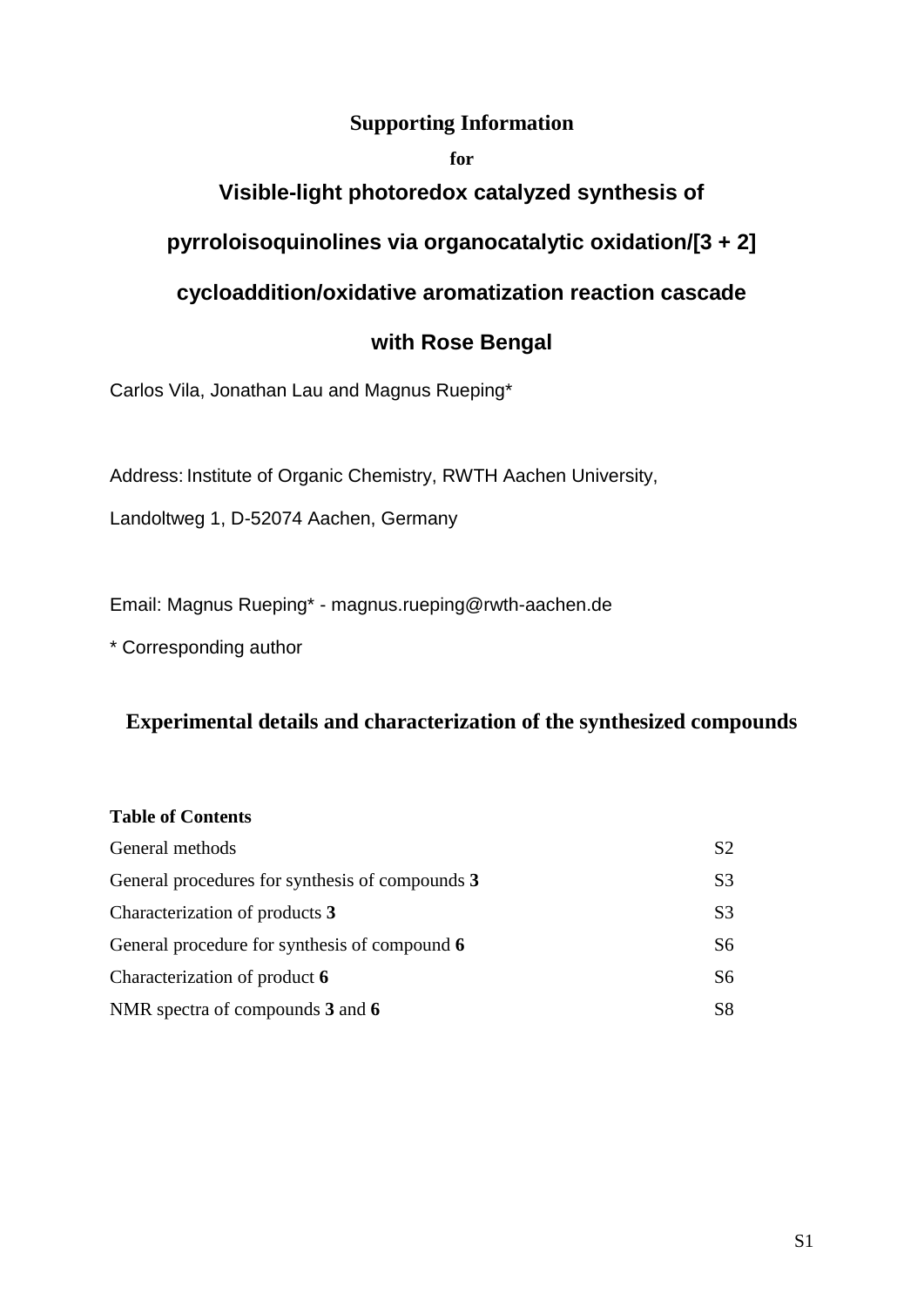## Supporting Information

**for**

# Visible-light photoredox catalyzed synthesis of pyrroloisoquinolines via organocatalytic oxidation/[3 + 2] cycloaddition/oxidative aromatization reaction cascade with Rose Bengal

Carlos Vila, Jonathan Lau and Magnus Rueping*

Address: Institute of Organic Chemistry, RWTH Aachen University,

Landoltweg 1, D-52074 Aachen, Germany

Email: Magnus Rueping* - magnus.rueping@rwth-aachen.de

* Corresponding author

## Experimental details and characterization of the synthesized compounds

**Table of Contents**

| | |
|---|---|
| General methods | S2 |
| General procedures for synthesis of compounds **3** | S3 |
| Characterization of products **3** | S3 |
| General procedure for synthesis of compound **6** | S6 |
| Characterization of product **6** | S6 |
| NMR spectra of compounds **3** and **6** | S8 |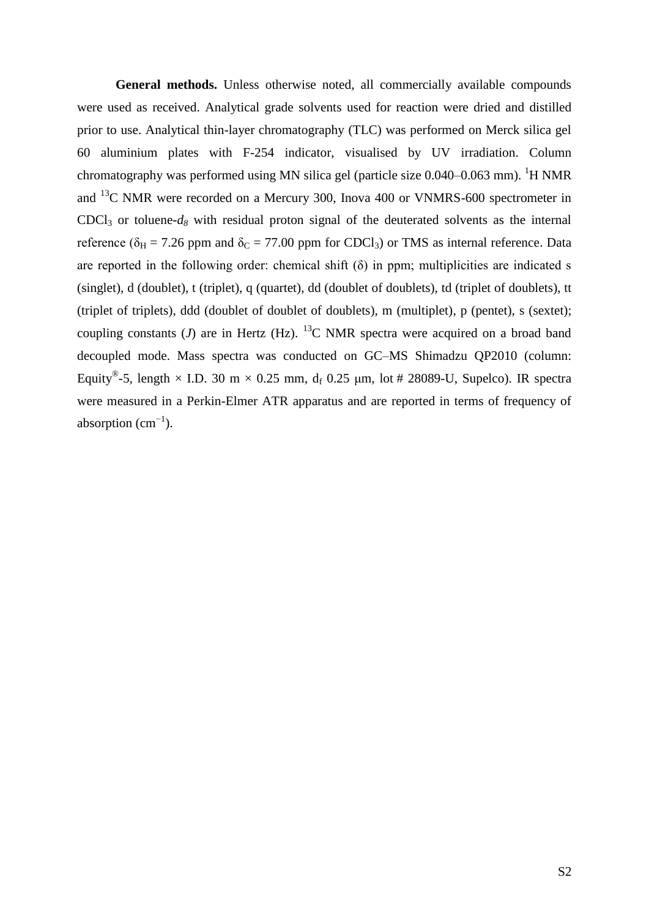**General methods.** Unless otherwise noted, all commercially available compounds were used as received. Analytical grade solvents used for reaction were dried and distilled prior to use. Analytical thin-layer chromatography (TLC) was performed on Merck silica gel 60 aluminium plates with F-254 indicator, visualised by UV irradiation. Column chromatography was performed using MN silica gel (particle size 0.040–0.063 mm). $^{1}$H NMR and $^{13}$C NMR were recorded on a Mercury 300, Inova 400 or VNMRS-600 spectrometer in $CDCl_3$ or toluene-$d_8$ with residual proton signal of the deuterated solvents as the internal reference ($\delta_H$ = 7.26 ppm and $\delta_C$ = 77.00 ppm for $CDCl_3$) or TMS as internal reference. Data are reported in the following order: chemical shift ($\delta$) in ppm; multiplicities are indicated s (singlet), d (doublet), t (triplet), q (quartet), dd (doublet of doublets), td (triplet of doublets), tt (triplet of triplets), ddd (doublet of doublet of doublets), m (multiplet), p (pentet), s (sextet); coupling constants (*J*) are in Hertz (Hz). $^{13}$C NMR spectra were acquired on a broad band decoupled mode. Mass spectra was conducted on GC–MS Shimadzu QP2010 (column: Equity®-5, length × I.D. 30 m × 0.25 mm, $d_f$ 0.25 μm, lot # 28089-U, Supelco). IR spectra were measured in a Perkin-Elmer ATR apparatus and are reported in terms of frequency of absorption (cm$^{-1}$).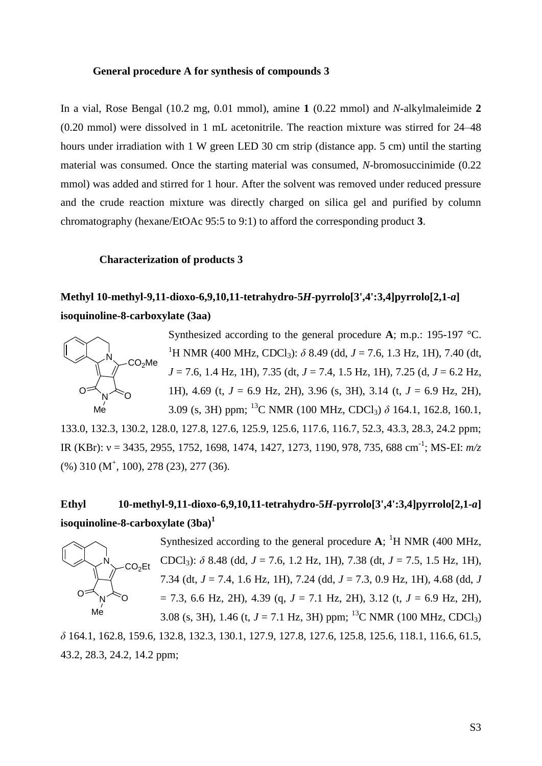### General procedure A for synthesis of compounds 3

In a vial, Rose Bengal (10.2 mg, 0.01 mmol), amine **1** (0.22 mmol) and *N*-alkylmaleimide **2** (0.20 mmol) were dissolved in 1 mL acetonitrile. The reaction mixture was stirred for 24–48 hours under irradiation with 1 W green LED 30 cm strip (distance app. 5 cm) until the starting material was consumed. Once the starting material was consumed, *N*-bromosuccinimide (0.22 mmol) was added and stirred for 1 hour. After the solvent was removed under reduced pressure and the crude reaction mixture was directly charged on silica gel and purified by column chromatography (hexane/EtOAc 95:5 to 9:1) to afford the corresponding product **3**.

### Characterization of products 3

**Methyl 10-methyl-9,11-dioxo-6,9,10,11-tetrahydro-5*H*-pyrrolo[3',4':3,4]pyrrolo[2,1-*a*] isoquinoline-8-carboxylate (3aa)**

Synthesized according to the general procedure **A**; m.p.: 195-197 °C. $^1$H NMR (400 MHz, $CDCl_3$): $\delta$ 8.49 (dd, *J* = 7.6, 1.3 Hz, 1H), 7.40 (dt, *J* = 7.6, 1.4 Hz, 1H), 7.35 (dt, *J* = 7.4, 1.5 Hz, 1H), 7.25 (d, *J* = 6.2 Hz, 1H), 4.69 (t, *J* = 6.9 Hz, 2H), 3.96 (s, 3H), 3.14 (t, *J* = 6.9 Hz, 2H), 3.09 (s, 3H) ppm; $^{13}$C NMR (100 MHz, $CDCl_3$) $\delta$ 164.1, 162.8, 160.1, 133.0, 132.3, 130.2, 128.0, 127.8, 127.6, 125.9, 125.6, 117.6, 116.7, 52.3, 43.3, 28.3, 24.2 ppm; IR (KBr): ν = 3435, 2955, 1752, 1698, 1474, 1427, 1273, 1190, 978, 735, 688 cm$^{-1}$; MS-EI: *m/z* (%) 310 ($M^+$, 100), 278 (23), 277 (36).

**Ethyl 10-methyl-9,11-dioxo-6,9,10,11-tetrahydro-5*H*-pyrrolo[3',4':3,4]pyrrolo[2,1-*a*] isoquinoline-8-carboxylate (3ba)[1]**

Synthesized according to the general procedure **A**; $^1$H NMR (400 MHz, $CDCl_3$): $\delta$ 8.48 (dd, *J* = 7.6, 1.2 Hz, 1H), 7.38 (dt, *J* = 7.5, 1.5 Hz, 1H), 7.34 (dt, *J* = 7.4, 1.6 Hz, 1H), 7.24 (dd, *J* = 7.3, 0.9 Hz, 1H), 4.68 (dd, *J* = 7.3, 6.6 Hz, 2H), 4.39 (q, *J* = 7.1 Hz, 2H), 3.12 (t, *J* = 6.9 Hz, 2H), 3.08 (s, 3H), 1.46 (t, *J* = 7.1 Hz, 3H) ppm; $^{13}$C NMR (100 MHz, $CDCl_3$) $\delta$ 164.1, 162.8, 159.6, 132.8, 132.3, 130.1, 127.9, 127.8, 127.6, 125.8, 125.6, 118.1, 116.6, 61.5, 43.2, 28.3, 24.2, 14.2 ppm;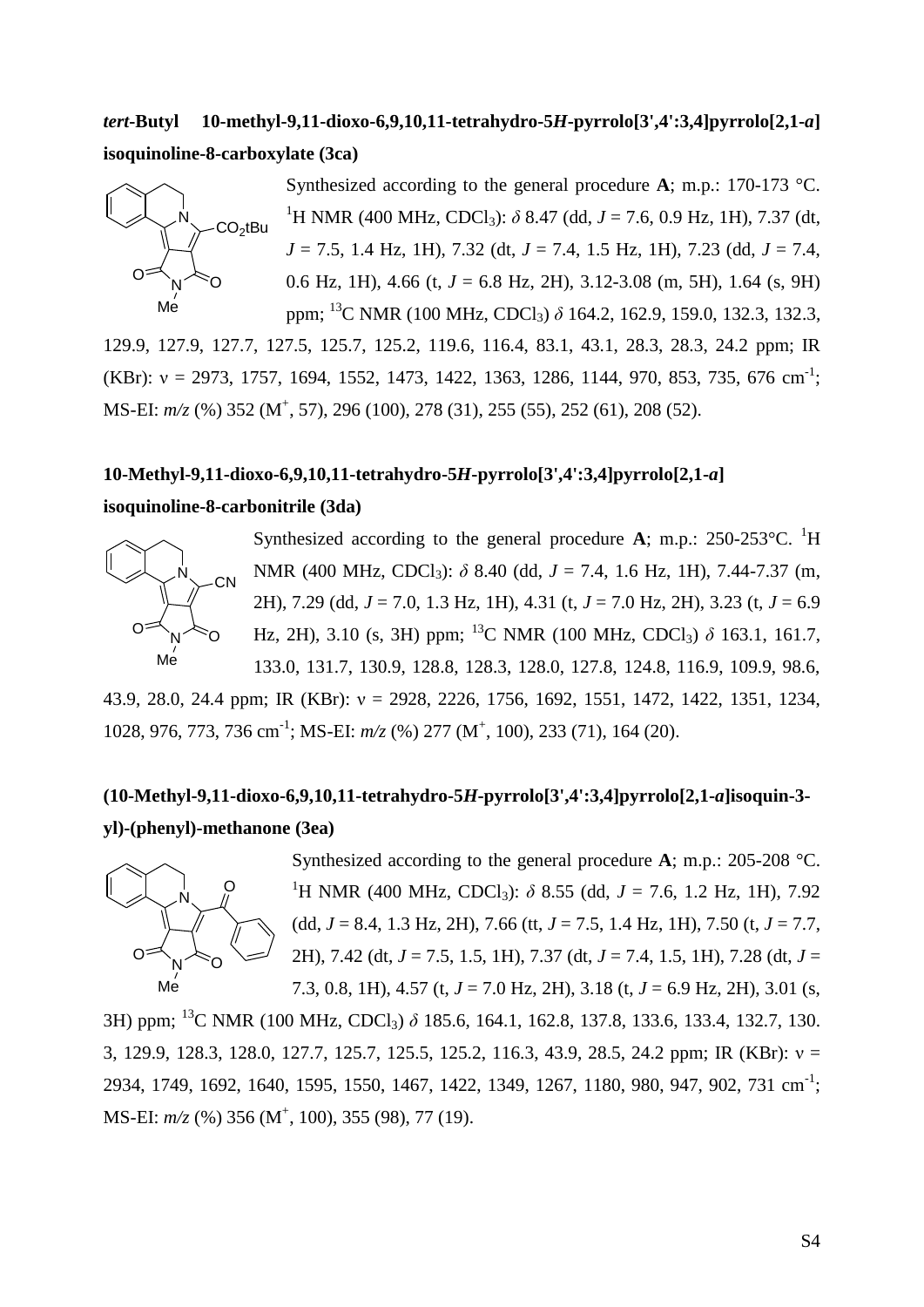***tert*-Butyl 10-methyl-9,11-dioxo-6,9,10,11-tetrahydro-5*H*-pyrrolo[3',4':3,4]pyrrolo[2,1-*a*] isoquinoline-8-carboxylate (3ca)**

Synthesized according to the general procedure **A**; m.p.: 170-173 °C. $^1$H NMR (400 MHz, $CDCl_3$): $\delta$ 8.47 (dd, $J$ = 7.6, 0.9 Hz, 1H), 7.37 (dt, $J$ = 7.5, 1.4 Hz, 1H), 7.32 (dt, $J$ = 7.4, 1.5 Hz, 1H), 7.23 (dd, $J$ = 7.4, 0.6 Hz, 1H), 4.66 (t, $J$ = 6.8 Hz, 2H), 3.12-3.08 (m, 5H), 1.64 (s, 9H) ppm; $^{13}$C NMR (100 MHz, $CDCl_3$) $\delta$ 164.2, 162.9, 159.0, 132.3, 132.3, 129.9, 127.9, 127.7, 127.5, 125.7, 125.2, 119.6, 116.4, 83.1, 43.1, 28.3, 28.3, 24.2 ppm; IR (KBr): ν = 2973, 1757, 1694, 1552, 1473, 1422, 1363, 1286, 1144, 970, 853, 735, 676 cm$^{-1}$; MS-EI: $m/z$ (%) 352 ($M^+$, 57), 296 (100), 278 (31), 255 (55), 252 (61), 208 (52).

**10-Methyl-9,11-dioxo-6,9,10,11-tetrahydro-5*H*-pyrrolo[3',4':3,4]pyrrolo[2,1-*a*] isoquinoline-8-carbonitrile (3da)**

Synthesized according to the general procedure **A**; m.p.: 250-253°C. $^1$H NMR (400 MHz, $CDCl_3$): $\delta$ 8.40 (dd, $J$ = 7.4, 1.6 Hz, 1H), 7.44-7.37 (m, 2H), 7.29 (dd, $J$ = 7.0, 1.3 Hz, 1H), 4.31 (t, $J$ = 7.0 Hz, 2H), 3.23 (t, $J$ = 6.9 Hz, 2H), 3.10 (s, 3H) ppm; $^{13}$C NMR (100 MHz, $CDCl_3$) $\delta$ 163.1, 161.7, 133.0, 131.7, 130.9, 128.8, 128.3, 128.0, 127.8, 124.8, 116.9, 109.9, 98.6, 43.9, 28.0, 24.4 ppm; IR (KBr): ν = 2928, 2226, 1756, 1692, 1551, 1472, 1422, 1351, 1234, 1028, 976, 773, 736 cm$^{-1}$; MS-EI: $m/z$ (%) 277 ($M^+$, 100), 233 (71), 164 (20).

**(10-Methyl-9,11-dioxo-6,9,10,11-tetrahydro-5*H*-pyrrolo[3',4':3,4]pyrrolo[2,1-*a*]isoquin-3-yl)-(phenyl)-methanone (3ea)**

Synthesized according to the general procedure **A**; m.p.: 205-208 °C. $^1$H NMR (400 MHz, $CDCl_3$): $\delta$ 8.55 (dd, $J$ = 7.6, 1.2 Hz, 1H), 7.92 (dd, $J$ = 8.4, 1.3 Hz, 2H), 7.66 (tt, $J$ = 7.5, 1.4 Hz, 1H), 7.50 (t, $J$ = 7.7, 2H), 7.42 (dt, $J$ = 7.5, 1.5, 1H), 7.37 (dt, $J$ = 7.4, 1.5, 1H), 7.28 (dt, $J$ = 7.3, 0.8, 1H), 4.57 (t, $J$ = 7.0 Hz, 2H), 3.18 (t, $J$ = 6.9 Hz, 2H), 3.01 (s, 3H) ppm; $^{13}$C NMR (100 MHz, $CDCl_3$) $\delta$ 185.6, 164.1, 162.8, 137.8, 133.6, 133.4, 132.7, 130.3, 129.9, 128.3, 128.0, 127.7, 125.7, 125.5, 125.2, 116.3, 43.9, 28.5, 24.2 ppm; IR (KBr): ν = 2934, 1749, 1692, 1640, 1595, 1550, 1467, 1422, 1349, 1267, 1180, 980, 947, 902, 731 cm$^{-1}$; MS-EI: $m/z$ (%) 356 ($M^+$, 100), 355 (98), 77 (19).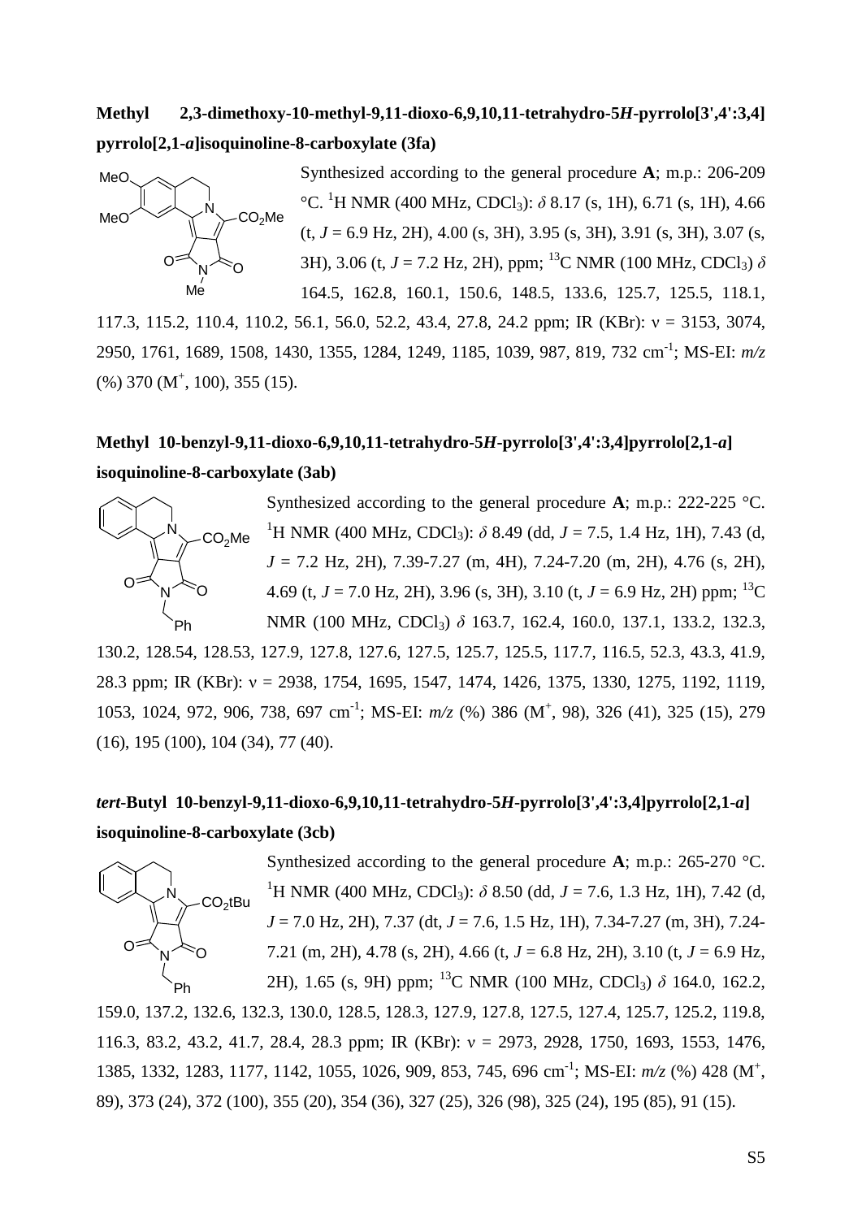**Methyl 2,3-dimethoxy-10-methyl-9,11-dioxo-6,9,10,11-tetrahydro-5*H*-pyrrolo[3',4':3,4]pyrrolo[2,1-*a*]isoquinoline-8-carboxylate (3fa)**

Synthesized according to the general procedure **A**; m.p.: 206-209 °C. $^{1}$H NMR (400 MHz, $CDCl_3$): $\delta$ 8.17 (s, 1H), 6.71 (s, 1H), 4.66 (t, $J$ = 6.9 Hz, 2H), 4.00 (s, 3H), 3.95 (s, 3H), 3.91 (s, 3H), 3.07 (s, 3H), 3.06 (t, $J$ = 7.2 Hz, 2H), ppm; $^{13}$C NMR (100 MHz, $CDCl_3$) $\delta$ 164.5, 162.8, 160.1, 150.6, 148.5, 133.6, 125.7, 125.5, 118.1, 117.3, 115.2, 110.4, 110.2, 56.1, 56.0, 52.2, 43.4, 27.8, 24.2 ppm; IR (KBr): ν = 3153, 3074, 2950, 1761, 1689, 1508, 1430, 1355, 1284, 1249, 1185, 1039, 987, 819, 732 cm$^{-1}$; MS-EI: *m/z* (%) 370 (M$^{+}$, 100), 355 (15).

**Methyl 10-benzyl-9,11-dioxo-6,9,10,11-tetrahydro-5*H*-pyrrolo[3',4':3,4]pyrrolo[2,1-*a*]isoquinoline-8-carboxylate (3ab)**

Synthesized according to the general procedure **A**; m.p.: 222-225 °C. $^{1}$H NMR (400 MHz, $CDCl_3$): $\delta$ 8.49 (dd, $J$ = 7.5, 1.4 Hz, 1H), 7.43 (d, $J$ = 7.2 Hz, 2H), 7.39-7.27 (m, 4H), 7.24-7.20 (m, 2H), 4.76 (s, 2H), 4.69 (t, $J$ = 7.0 Hz, 2H), 3.96 (s, 3H), 3.10 (t, $J$ = 6.9 Hz, 2H) ppm; $^{13}$C NMR (100 MHz, $CDCl_3$) $\delta$ 163.7, 162.4, 160.0, 137.1, 133.2, 132.3, 130.2, 128.54, 128.53, 127.9, 127.8, 127.6, 127.5, 125.7, 125.5, 117.7, 116.5, 52.3, 43.3, 41.9, 28.3 ppm; IR (KBr): ν = 2938, 1754, 1695, 1547, 1474, 1426, 1375, 1330, 1275, 1192, 1119, 1053, 1024, 972, 906, 738, 697 cm$^{-1}$; MS-EI: *m/z* (%) 386 (M$^{+}$, 98), 326 (41), 325 (15), 279 (16), 195 (100), 104 (34), 77 (40).

***tert*-Butyl 10-benzyl-9,11-dioxo-6,9,10,11-tetrahydro-5*H*-pyrrolo[3',4':3,4]pyrrolo[2,1-*a*]isoquinoline-8-carboxylate (3cb)**

Synthesized according to the general procedure **A**; m.p.: 265-270 °C. $^{1}$H NMR (400 MHz, $CDCl_3$): $\delta$ 8.50 (dd, $J$ = 7.6, 1.3 Hz, 1H), 7.42 (d, $J$ = 7.0 Hz, 2H), 7.37 (dt, $J$ = 7.6, 1.5 Hz, 1H), 7.34-7.27 (m, 3H), 7.24-7.21 (m, 2H), 4.78 (s, 2H), 4.66 (t, $J$ = 6.8 Hz, 2H), 3.10 (t, $J$ = 6.9 Hz, 2H), 1.65 (s, 9H) ppm; $^{13}$C NMR (100 MHz, $CDCl_3$) $\delta$ 164.0, 162.2, 159.0, 137.2, 132.6, 132.3, 130.0, 128.5, 128.3, 127.9, 127.8, 127.5, 127.4, 125.7, 125.2, 119.8, 116.3, 83.2, 43.2, 41.7, 28.4, 28.3 ppm; IR (KBr): ν = 2973, 2928, 1750, 1693, 1553, 1476, 1385, 1332, 1283, 1177, 1142, 1055, 1026, 909, 853, 745, 696 cm$^{-1}$; MS-EI: *m/z* (%) 428 (M$^{+}$, 89), 373 (24), 372 (100), 355 (20), 354 (36), 327 (25), 326 (98), 325 (24), 195 (85), 91 (15).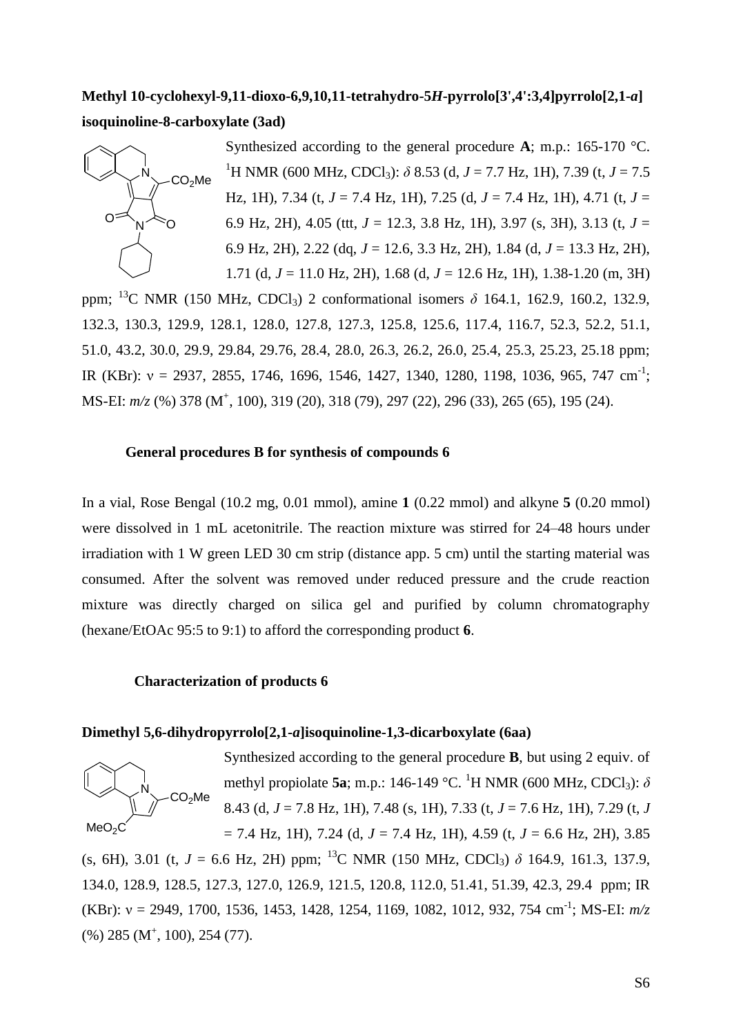**Methyl 10-cyclohexyl-9,11-dioxo-6,9,10,11-tetrahydro-5*H*-pyrrolo[3',4':3,4]pyrrolo[2,1-*a*] isoquinoline-8-carboxylate (3ad)**

Synthesized according to the general procedure **A**; m.p.: 165-170 °C. $^1$H NMR (600 MHz, $CDCl_3$): $\delta$ 8.53 (d, $J$ = 7.7 Hz, 1H), 7.39 (t, $J$ = 7.5 Hz, 1H), 7.34 (t, $J$ = 7.4 Hz, 1H), 7.25 (d, $J$ = 7.4 Hz, 1H), 4.71 (t, $J$ = 6.9 Hz, 2H), 4.05 (ttt, $J$ = 12.3, 3.8 Hz, 1H), 3.97 (s, 3H), 3.13 (t, $J$ = 6.9 Hz, 2H), 2.22 (dq, $J$ = 12.6, 3.3 Hz, 2H), 1.84 (d, $J$ = 13.3 Hz, 2H), 1.71 (d, $J$ = 11.0 Hz, 2H), 1.68 (d, $J$ = 12.6 Hz, 1H), 1.38-1.20 (m, 3H) ppm; $^{13}$C NMR (150 MHz, $CDCl_3$) 2 conformational isomers $\delta$ 164.1, 162.9, 160.2, 132.9, 132.3, 130.3, 129.9, 128.1, 128.0, 127.8, 127.3, 125.8, 125.6, 117.4, 116.7, 52.3, 52.2, 51.1, 51.0, 43.2, 30.0, 29.9, 29.84, 29.76, 28.4, 28.0, 26.3, 26.2, 26.0, 25.4, 25.3, 25.23, 25.18 ppm; IR (KBr): ν = 2937, 2855, 1746, 1696, 1546, 1427, 1340, 1280, 1198, 1036, 965, 747 cm$^{-1}$; MS-EI: *m/z* (%) 378 (M$^+$, 100), 319 (20), 318 (79), 297 (22), 296 (33), 265 (65), 195 (24).

**General procedures B for synthesis of compounds 6**

In a vial, Rose Bengal (10.2 mg, 0.01 mmol), amine **1** (0.22 mmol) and alkyne **5** (0.20 mmol) were dissolved in 1 mL acetonitrile. The reaction mixture was stirred for 24–48 hours under irradiation with 1 W green LED 30 cm strip (distance app. 5 cm) until the starting material was consumed. After the solvent was removed under reduced pressure and the crude reaction mixture was directly charged on silica gel and purified by column chromatography (hexane/EtOAc 95:5 to 9:1) to afford the corresponding product **6**.

**Characterization of products 6**

**Dimethyl 5,6-dihydropyrrolo[2,1-*a*]isoquinoline-1,3-dicarboxylate (6aa)**

Synthesized according to the general procedure **B**, but using 2 equiv. of methyl propiolate **5a**; m.p.: 146-149 °C. $^1$H NMR (600 MHz, $CDCl_3$): $\delta$ 8.43 (d, $J$ = 7.8 Hz, 1H), 7.48 (s, 1H), 7.33 (t, $J$ = 7.6 Hz, 1H), 7.29 (t, $J$ = 7.4 Hz, 1H), 7.24 (d, $J$ = 7.4 Hz, 1H), 4.59 (t, $J$ = 6.6 Hz, 2H), 3.85 (s, 6H), 3.01 (t, $J$ = 6.6 Hz, 2H) ppm; $^{13}$C NMR (150 MHz, $CDCl_3$) $\delta$ 164.9, 161.3, 137.9, 134.0, 128.9, 128.5, 127.3, 127.0, 126.9, 121.5, 120.8, 112.0, 51.41, 51.39, 42.3, 29.4 ppm; IR (KBr): ν = 2949, 1700, 1536, 1453, 1428, 1254, 1169, 1082, 1012, 932, 754 cm$^{-1}$; MS-EI: *m/z* (%) 285 (M$^+$, 100), 254 (77).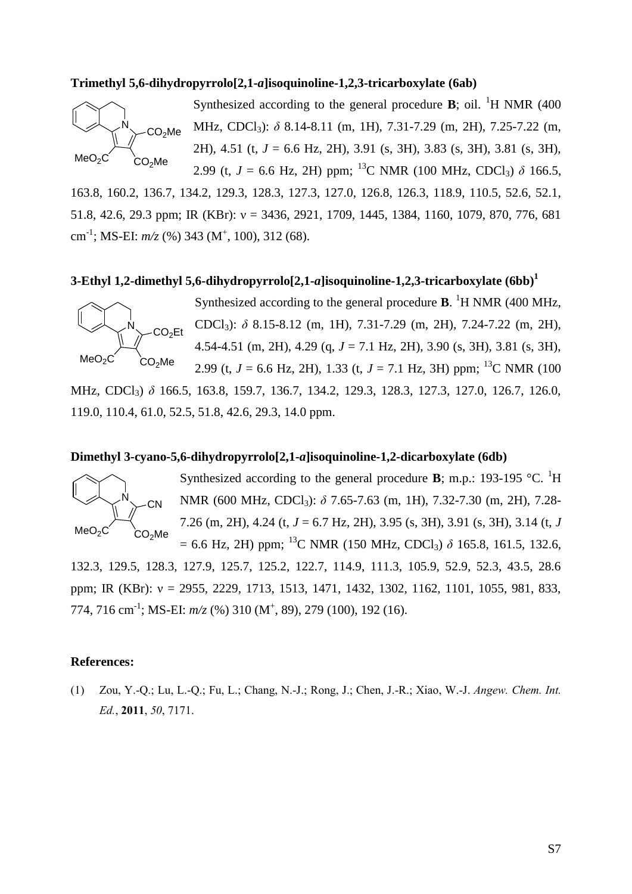**Trimethyl 5,6-dihydropyrrolo[2,1-*a*]isoquinoline-1,2,3-tricarboxylate (6ab)**

Synthesized according to the general procedure **B**; oil. $^{1}$H NMR (400 MHz, $CDCl_3$): $\delta$ 8.14-8.11 (m, 1H), 7.31-7.29 (m, 2H), 7.25-7.22 (m, 2H), 4.51 (t, $J$ = 6.6 Hz, 2H), 3.91 (s, 3H), 3.83 (s, 3H), 3.81 (s, 3H), 2.99 (t, $J$ = 6.6 Hz, 2H) ppm; $^{13}$C NMR (100 MHz, $CDCl_3$) $\delta$ 166.5, 163.8, 160.2, 136.7, 134.2, 129.3, 128.3, 127.3, 127.0, 126.8, 126.3, 118.9, 110.5, 52.6, 52.1, 51.8, 42.6, 29.3 ppm; IR (KBr): ν = 3436, 2921, 1709, 1445, 1384, 1160, 1079, 870, 776, 681 cm$^{-1}$; MS-EI: *m/z* (%) 343 ($M^+$, 100), 312 (68).

**3-Ethyl 1,2-dimethyl 5,6-dihydropyrrolo[2,1-*a*]isoquinoline-1,2,3-tricarboxylate (6bb)[1]**

Synthesized according to the general procedure **B**. $^{1}$H NMR (400 MHz, $CDCl_3$): $\delta$ 8.15-8.12 (m, 1H), 7.31-7.29 (m, 2H), 7.24-7.22 (m, 2H), 4.54-4.51 (m, 2H), 4.29 (q, $J$ = 7.1 Hz, 2H), 3.90 (s, 3H), 3.81 (s, 3H), 2.99 (t, $J$ = 6.6 Hz, 2H), 1.33 (t, $J$ = 7.1 Hz, 3H) ppm; $^{13}$C NMR (100 MHz, $CDCl_3$) $\delta$ 166.5, 163.8, 159.7, 136.7, 134.2, 129.3, 128.3, 127.3, 127.0, 126.7, 126.0, 119.0, 110.4, 61.0, 52.5, 51.8, 42.6, 29.3, 14.0 ppm.

**Dimethyl 3-cyano-5,6-dihydropyrrolo[2,1-*a*]isoquinoline-1,2-dicarboxylate (6db)**

Synthesized according to the general procedure **B**; m.p.: 193-195 °C. $^{1}$H NMR (600 MHz, $CDCl_3$): $\delta$ 7.65-7.63 (m, 1H), 7.32-7.30 (m, 2H), 7.28-7.26 (m, 2H), 4.24 (t, $J$ = 6.7 Hz, 2H), 3.95 (s, 3H), 3.91 (s, 3H), 3.14 (t, $J$ = 6.6 Hz, 2H) ppm; $^{13}$C NMR (150 MHz, $CDCl_3$) $\delta$ 165.8, 161.5, 132.6, 132.3, 129.5, 128.3, 127.9, 125.7, 125.2, 122.7, 114.9, 111.3, 105.9, 52.9, 52.3, 43.5, 28.6 ppm; IR (KBr): ν = 2955, 2229, 1713, 1513, 1471, 1432, 1302, 1162, 1101, 1055, 981, 833, 774, 716 cm$^{-1}$; MS-EI: *m/z* (%) 310 ($M^+$, 89), 279 (100), 192 (16).

**References:**

(1) Zou, Y.-Q.; Lu, L.-Q.; Fu, L.; Chang, N.-J.; Rong, J.; Chen, J.-R.; Xiao, W.-J. *Angew. Chem. Int. Ed.*, **2011**, *50*, 7171.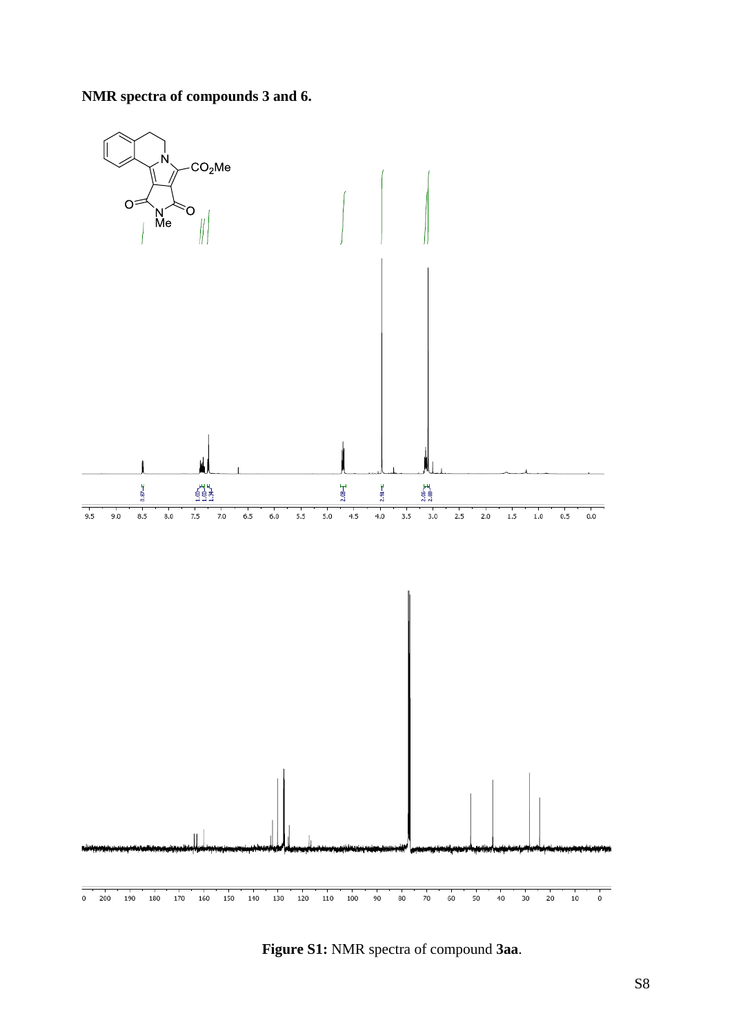**NMR spectra of compounds 3 and 6.**

**Figure S1:** NMR spectra of compound **3aa**.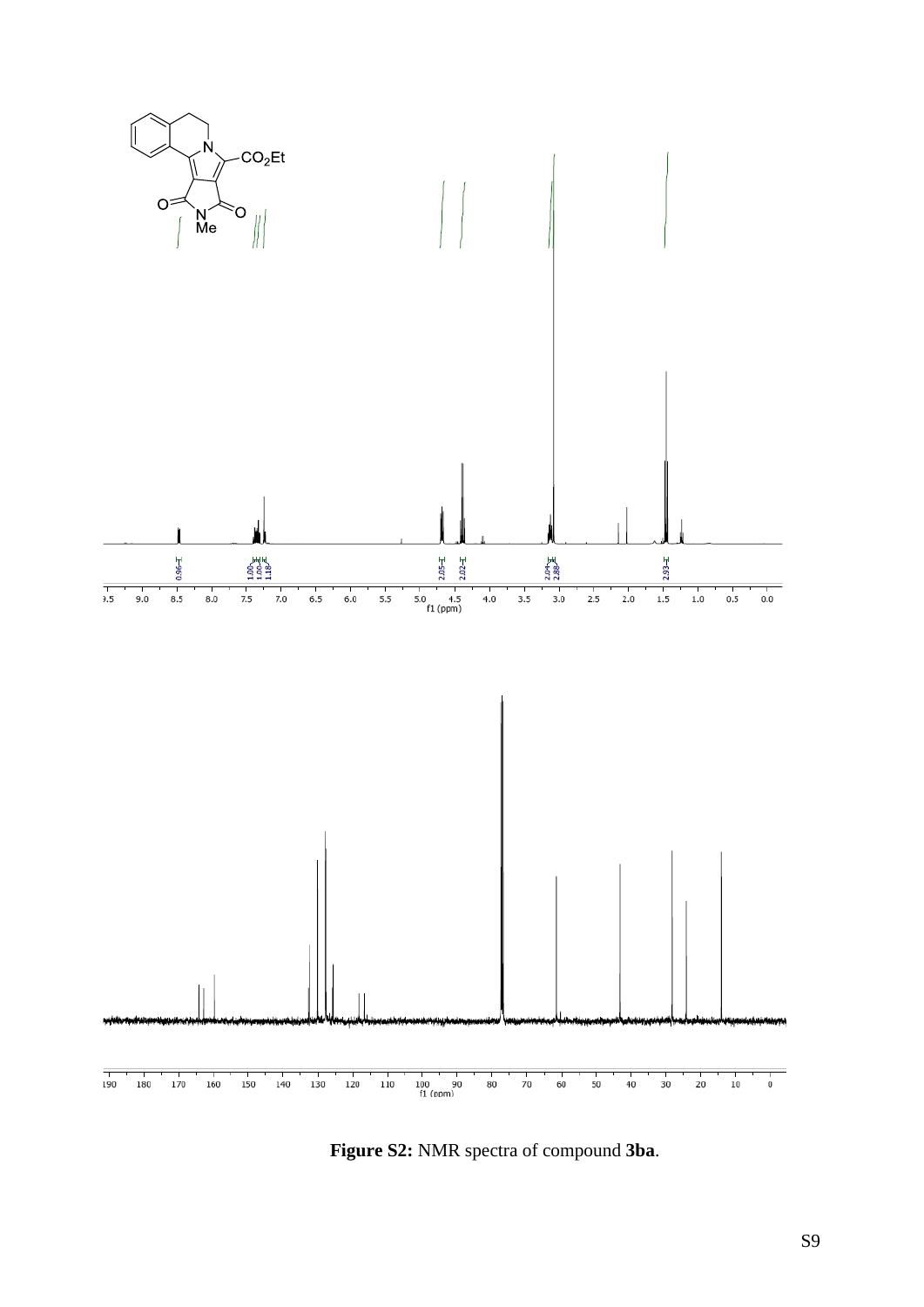**Figure S2:** NMR spectra of compound **3ba**.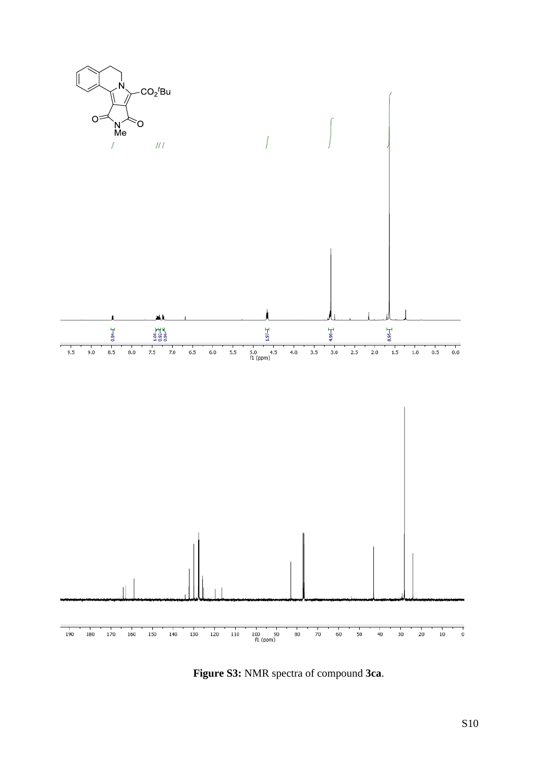**Figure S3:** NMR spectra of compound **3ca**.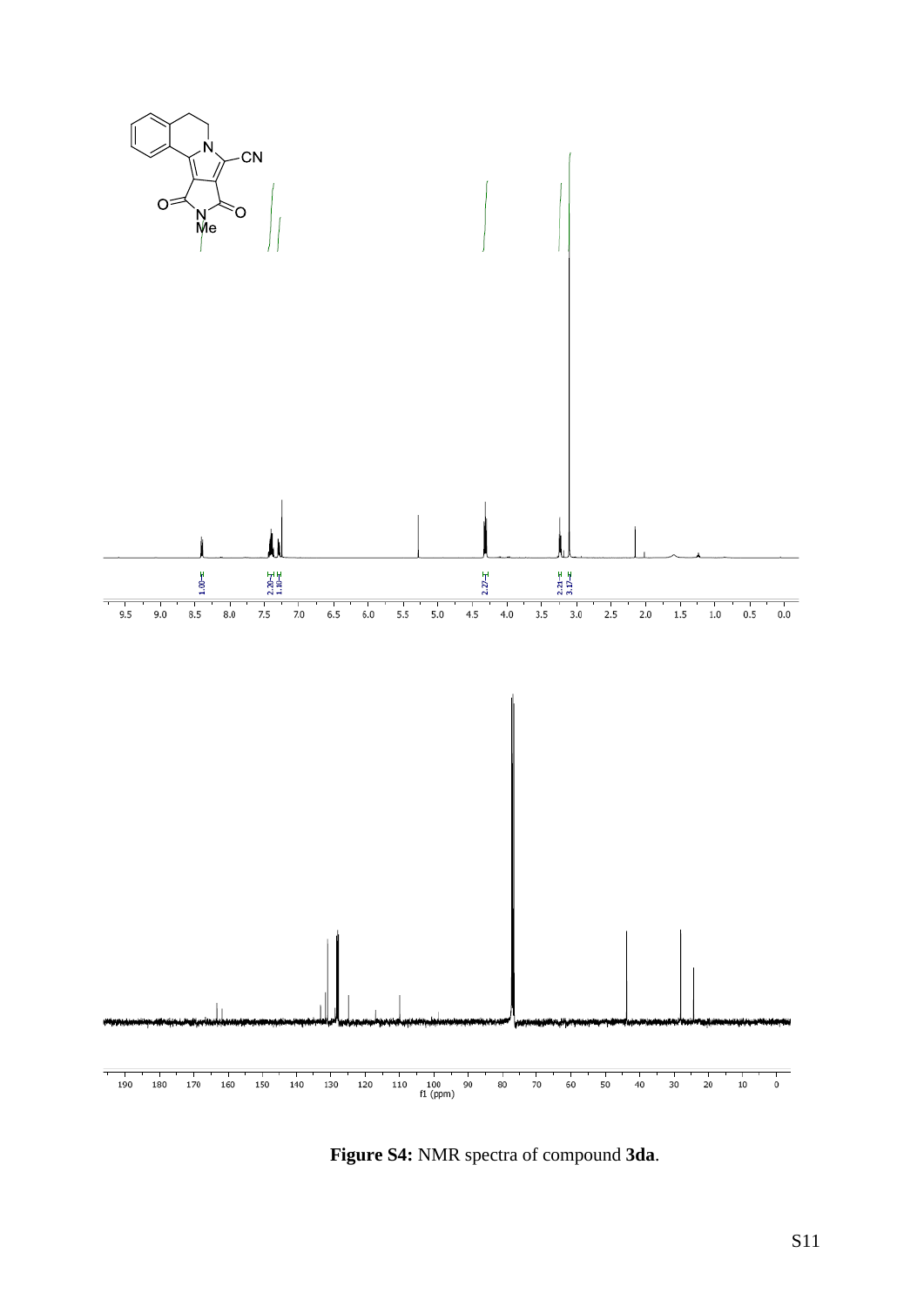**Figure S4:** NMR spectra of compound **3da**.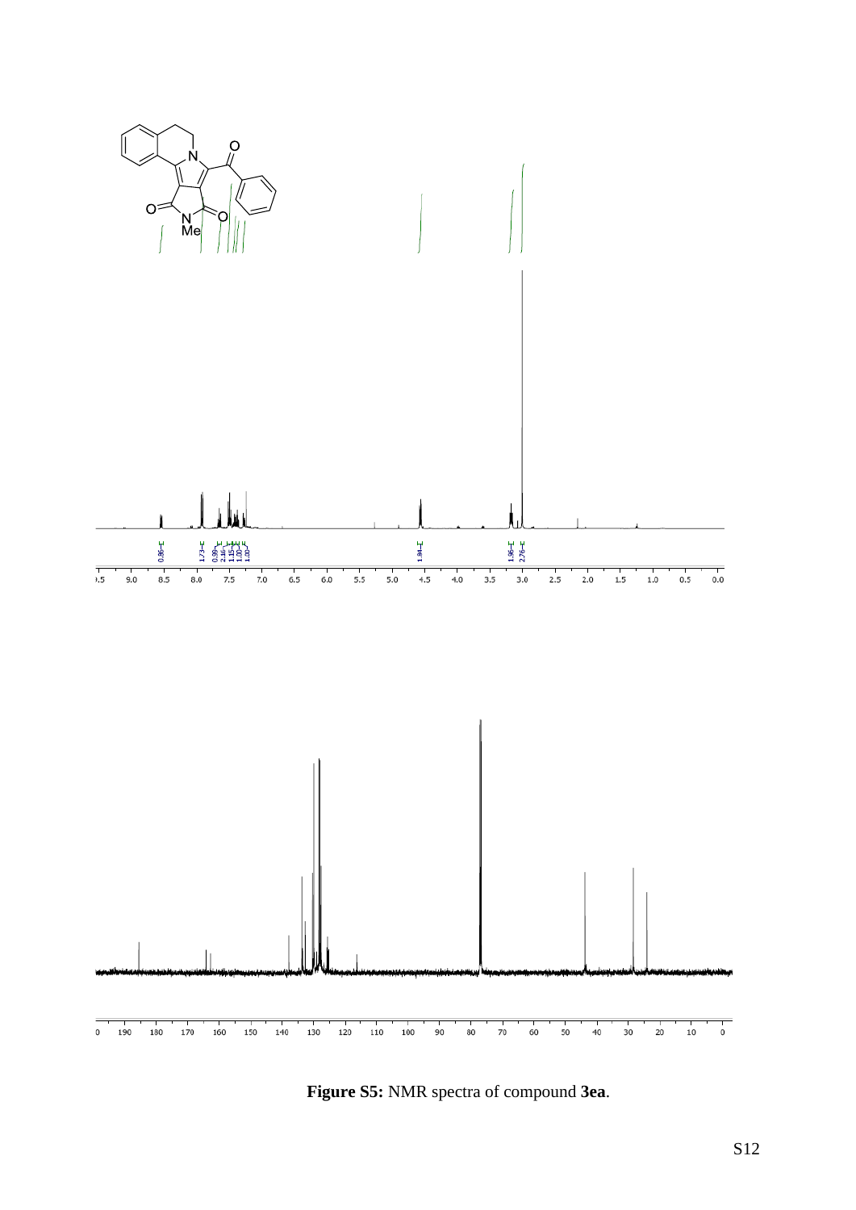**Figure S5:** NMR spectra of compound **3ea**.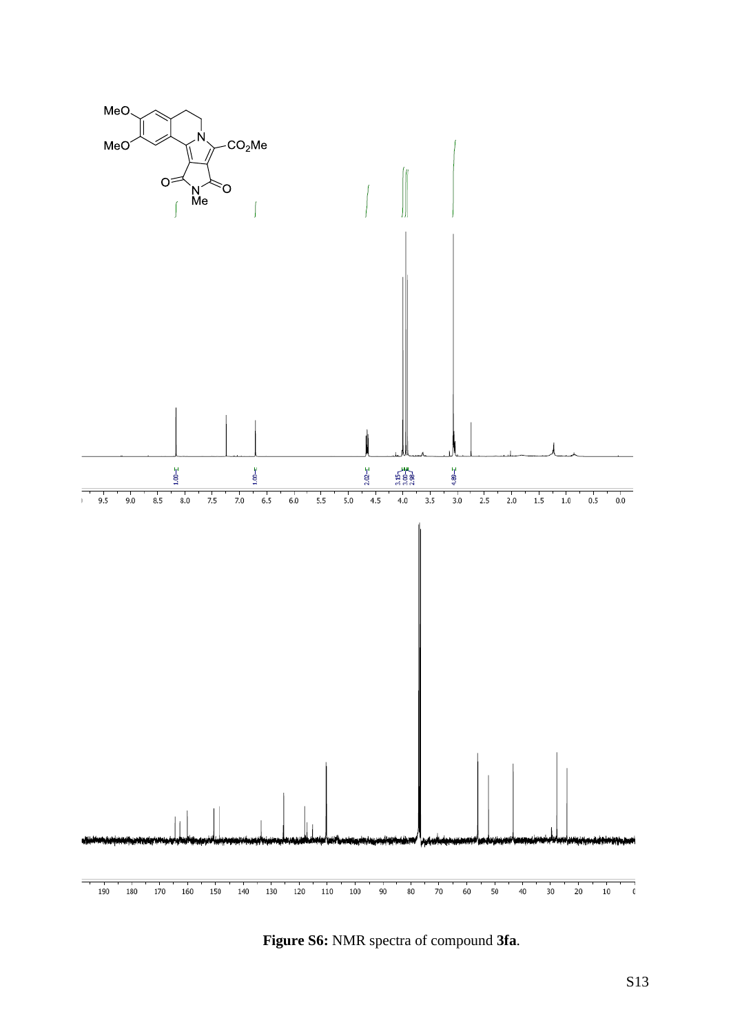**Figure S6:** NMR spectra of compound **3fa**.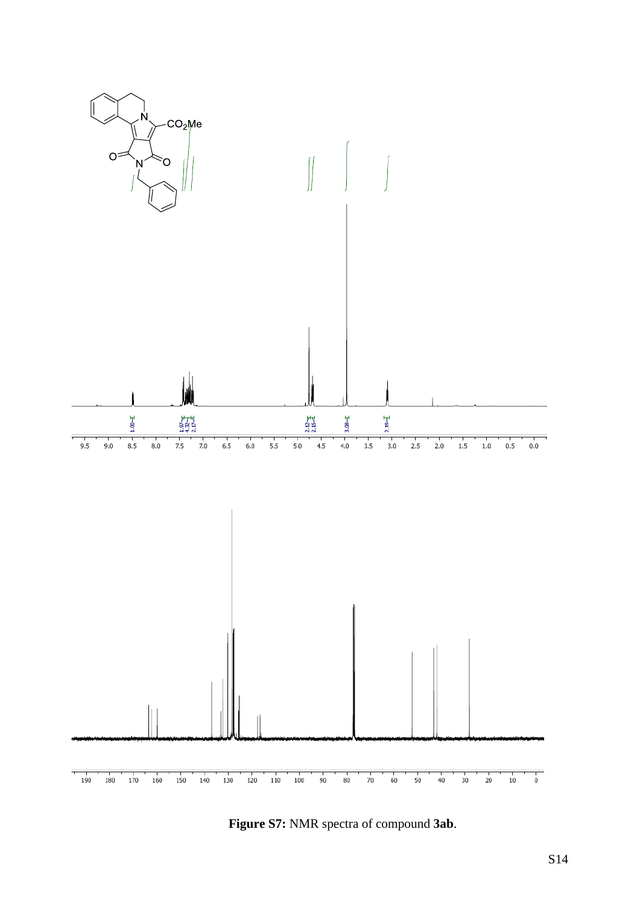**Figure S7:** NMR spectra of compound **3ab**.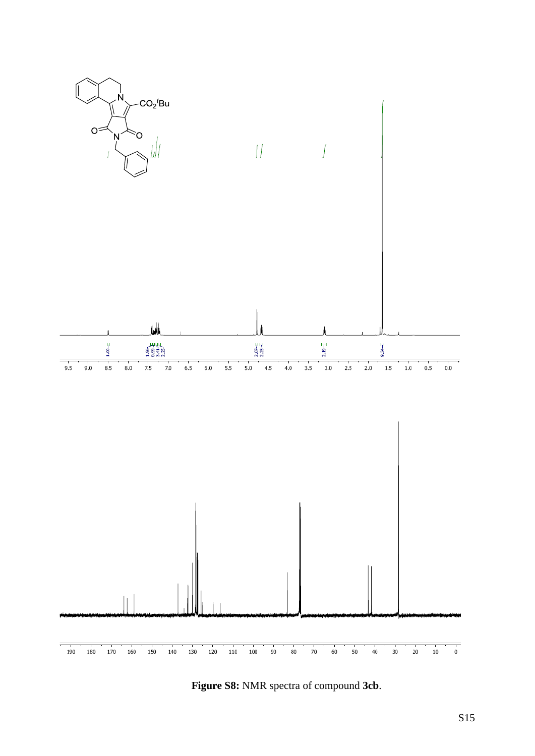**Figure S8:** NMR spectra of compound **3cb**.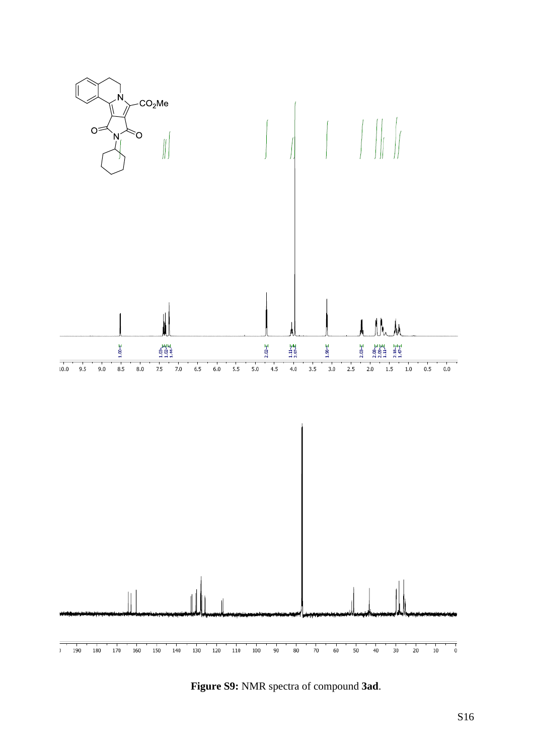**Figure S9:** NMR spectra of compound **3ad**.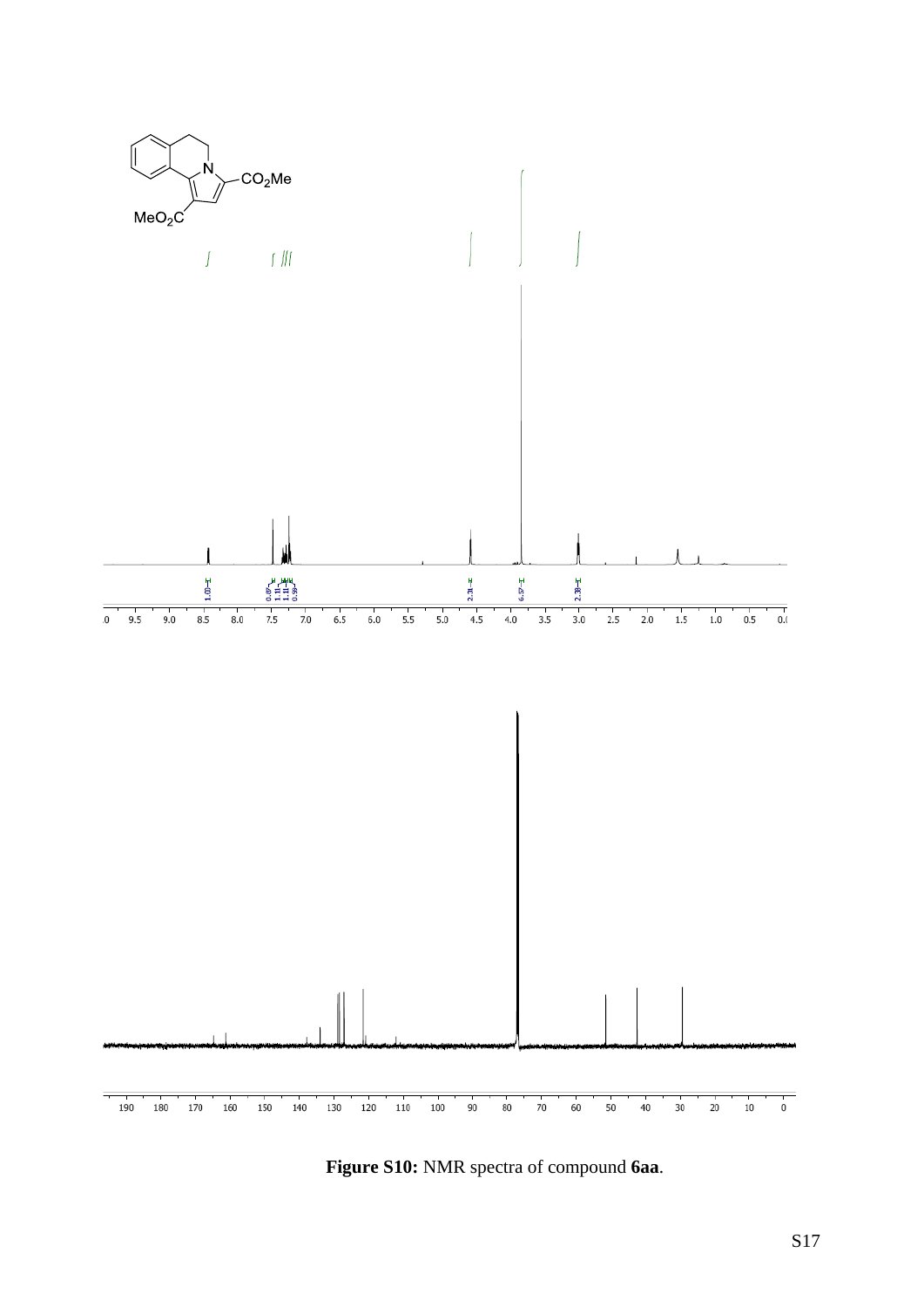**Figure S10:** NMR spectra of compound **6aa**.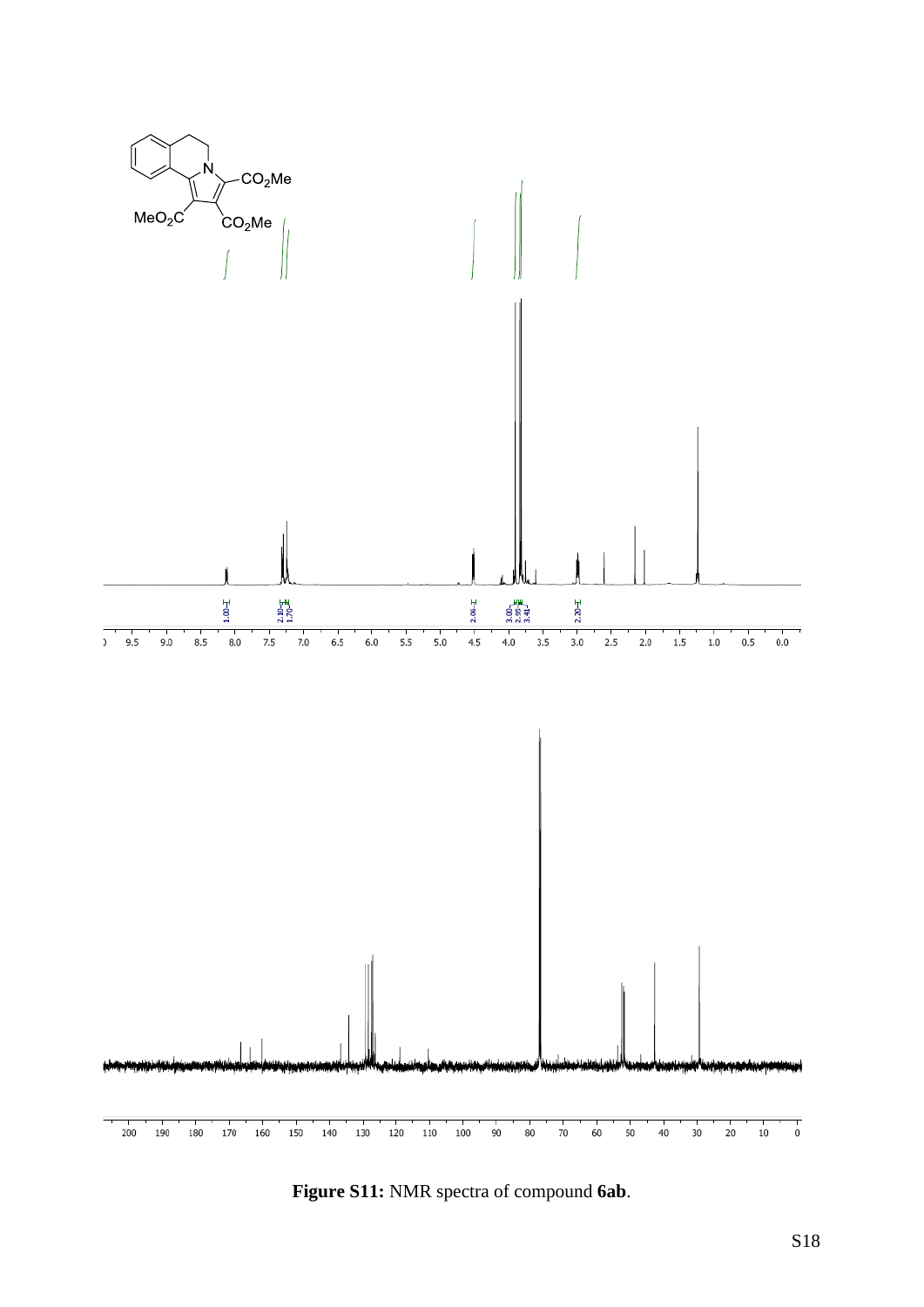**Figure S11:** NMR spectra of compound **6ab**.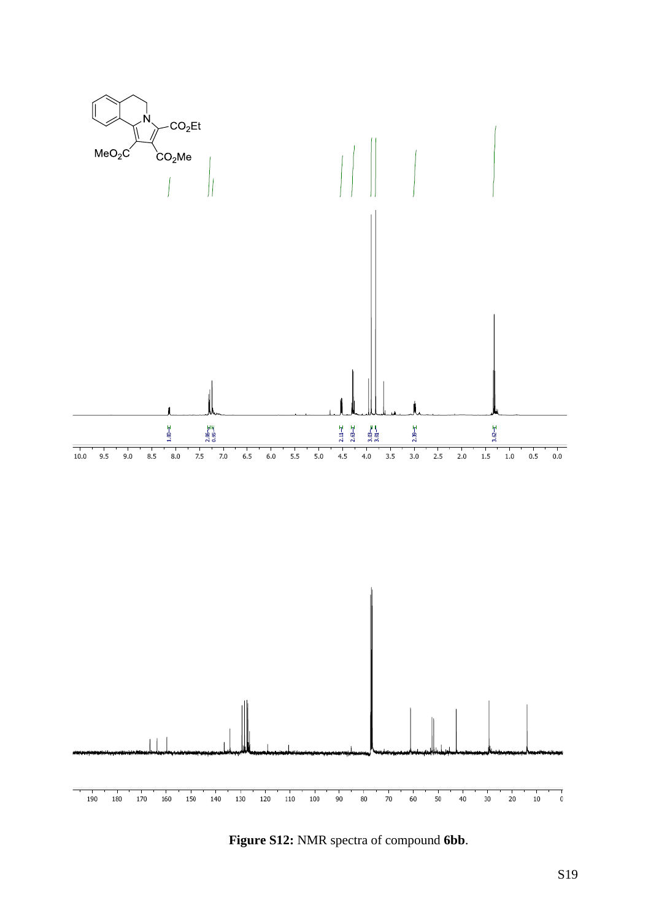**Figure S12:** NMR spectra of compound **6bb**.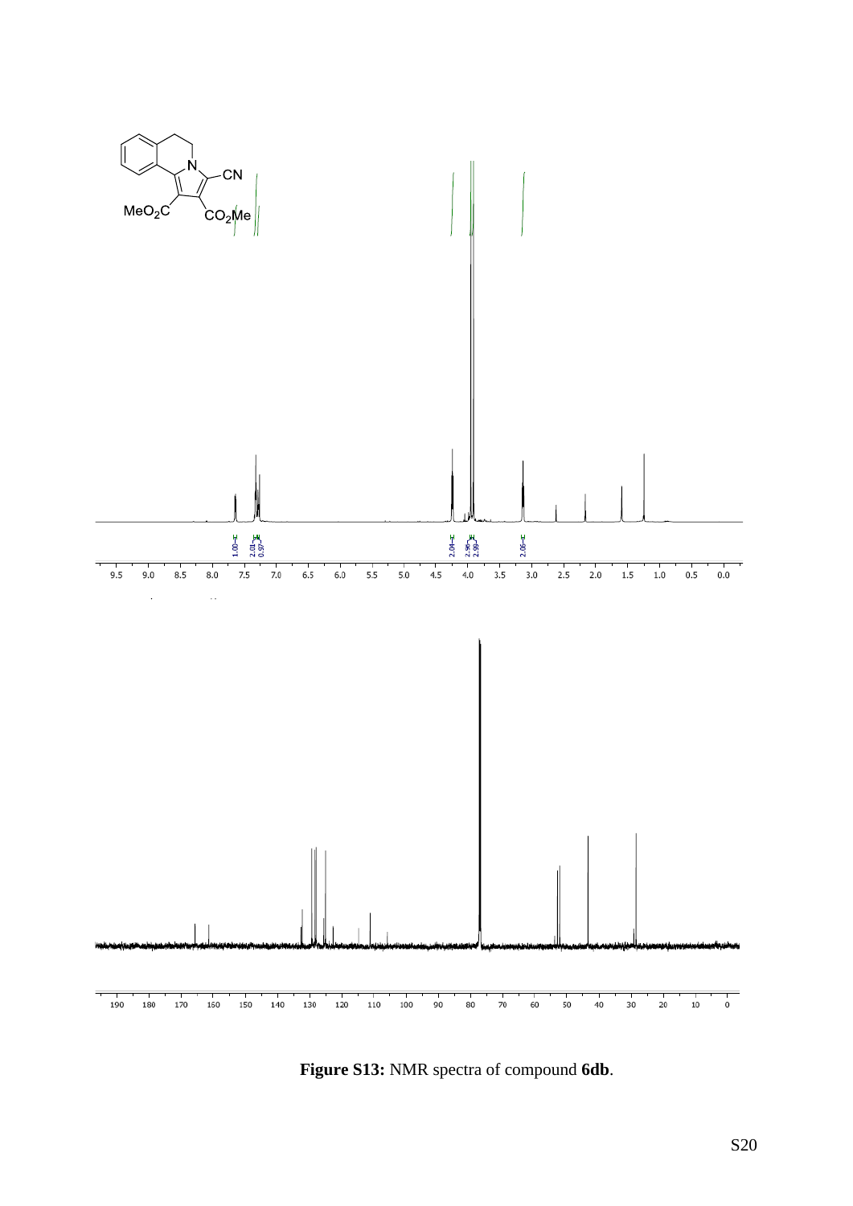$MeO_2C$

$CO_2Me$

CN

N

1.00

2.01

0.97

2.04

2.95

2.99

2.06

9.5 9.0 8.5 8.0 7.5 7.0 6.5 6.0 5.5 5.0 4.5 4.0 3.5 3.0 2.5 2.0 1.5 1.0 0.5 0.0

190 180 170 160 150 140 130 120 110 100 90 80 70 60 50 40 30 20 10 0

**Figure S13:** NMR spectra of compound **6db**.